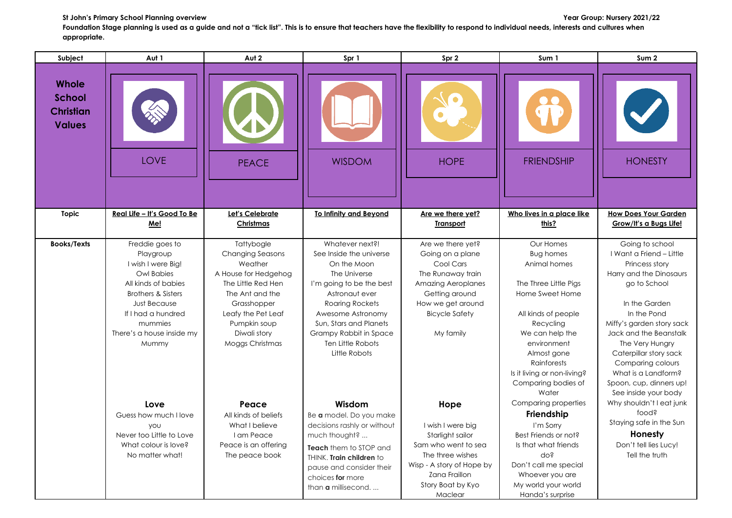**St John's Primary School Planning overview** **Year Group: Nursery 2021/22**

**Foundation Stage planning is used as a guide and not a "tick list". This is to ensure that teachers have the flexibility to respond to individual needs, interests and cultures when appropriate.**

| Subject | Aut 1 | Aut 2 | Spr 1 | Spr 2 | Sum 1 | Sum 2 |
|---|---|---|---|---|---|---|
| **Whole School Christian Values** | LOVE | PEACE | WISDOM | HOPE | FRIENDSHIP | HONESTY |
| **Topic** | **Real Life – It's Good To Be Me!** | **Let's Celebrate Christmas** | **To Infinity and Beyond** | **Are we there yet? Transport** | **Who lives in a place like this?** | **How Does Your Garden Grow/It's a Bugs Life!** |
| **Books/Texts** | Freddie goes to Playgroup<br>I wish I were Big!<br>Owl Babies<br>All kinds of babies<br>Brothers & Sisters<br>Just Because<br>If I had a hundred mummies<br>There's a house inside my Mummy<br><br>**Love**<br>Guess how much I love you<br>Never too Little to Love<br>What colour is love?<br>No matter what! | Tattybogle<br>Changing Seasons<br>Weather<br>A House for Hedgehog<br>The Little Red Hen<br>The Ant and the Grasshopper<br>Leafy the Pet Leaf<br>Pumpkin soup<br>Diwali story<br>Moggs Christmas<br><br>**Peace**<br>All kinds of beliefs<br>What I believe<br>I am Peace<br>Peace is an offering<br>The peace book | Whatever next?!<br>See Inside the universe<br>On the Moon<br>The Universe<br>I'm going to be the best Astronaut ever<br>Roaring Rockets<br>Awesome Astronomy<br>Sun, Stars and Planets<br>Grampy Rabbit in Space<br>Ten Little Robots<br>Little Robots<br><br>**Wisdom**<br>Be **a** model. Do you make decisions rashly or without much thought? ...<br>**Teach** them to STOP and THINK. **Train children** to pause and consider their choices **for** more than **a** millisecond. ... | Are we there yet?<br>Going on a plane<br>Cool Cars<br>The Runaway train<br>Amazing Aeroplanes<br>Getting around<br>How we get around<br>Bicycle Safety<br><br>My family<br><br>**Hope**<br>I wish I were big<br>Starlight sailor<br>Sam who went to sea<br>The three wishes<br>Wisp - A story of Hope by Zana Fraillon<br>Story Boat by Kyo Maclear | Our Homes<br>Bug homes<br>Animal homes<br><br>The Three Little Pigs<br>Home Sweet Home<br><br>All kinds of people<br>Recycling<br>We can help the environment<br>Almost gone<br>Rainforests<br>Is it living or non-living?<br>Comparing bodies of Water<br>Comparing properties<br>**Friendship**<br>I'm Sorry<br>Best Friends or not?<br>Is that what friends do?<br>Don't call me special<br>Whoever you are<br>My world your world<br>Handa's surprise | Going to school<br>I Want a Friend – Little Princess story<br>Harry and the Dinosaurs go to School<br><br>In the Garden<br>In the Pond<br>Miffy's garden story sack<br>Jack and the Beanstalk<br>The Very Hungry Caterpillar story sack<br>Comparing colours<br>What is a Landform?<br>Spoon, cup, dinners up!<br>See inside your body<br>Why shouldn't I eat junk food?<br>Staying safe in the Sun<br>**Honesty**<br>Don't tell lies Lucy!<br>Tell the truth |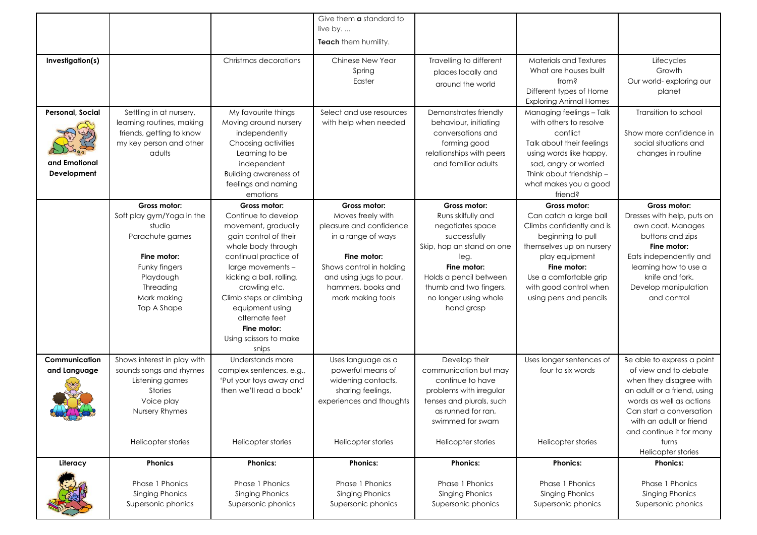| | | | | | | |
|---|---|---|---|---|---|---|
| | | | Give them **a** standard to live by. ...<br>**Teach** them humility. | | | |
| **Investigation(s)** | | Christmas decorations | Chinese New Year<br>Spring<br>Easter | Travelling to different places locally and around the world | Materials and Textures<br>What are houses built from?<br>Different types of Home<br>Exploring Animal Homes | Lifecycles<br>Growth<br>Our world- exploring our planet |
| **Personal, Social and Emotional Development** | Settling in at nursery, learning routines, making friends, getting to know my key person and other adults | My favourite things<br>Moving around nursery independently<br>Choosing activities<br>Learning to be independent<br>Building awareness of feelings and naming emotions | Select and use resources with help when needed | Demonstrates friendly behaviour, initiating conversations and forming good relationships with peers and familiar adults | Managing feelings – Talk with others to resolve conflict<br>Talk about their feelings using words like happy, sad, angry or worried<br>Think about friendship – what makes you a good friend? | Transition to school<br>Show more confidence in social situations and changes in routine |
| | **Gross motor:**<br>Soft play gym/Yoga in the studio<br>Parachute games<br>**Fine motor:**<br>Funky fingers<br>Playdough<br>Threading<br>Mark making<br>Tap A Shape | **Gross motor:**<br>Continue to develop movement, gradually gain control of their whole body through continual practice of large movements – kicking a ball, rolling, crawling etc.<br>Climb steps or climbing equipment using alternate feet<br>**Fine motor:**<br>Using scissors to make snips | **Gross motor:**<br>Moves freely with pleasure and confidence in a range of ways<br>**Fine motor:**<br>Shows control in holding and using jugs to pour, hammers, books and mark making tools | **Gross motor:**<br>Runs skilfully and negotiates space successfully<br>Skip, hop an stand on one leg.<br>**Fine motor:**<br>Holds a pencil between thumb and two fingers, no longer using whole hand grasp | **Gross motor:**<br>Can catch a large ball<br>Climbs confidently and is beginning to pull themselves up on nursery play equipment<br>**Fine motor:**<br>Use a comfortable grip with good control when using pens and pencils | **Gross motor:**<br>Dresses with help, puts on own coat. Manages buttons and zips<br>**Fine motor:**<br>Eats independently and learning how to use a knife and fork.<br>Develop manipulation and control |
| **Communication and Language** | Shows interest in play with sounds songs and rhymes<br>Listening games<br>Stories<br>Voice play<br>Nursery Rhymes<br>Helicopter stories | Understands more complex sentences, e.g., 'Put your toys away and then we'll read a book'<br>Helicopter stories | Uses language as a powerful means of widening contacts, sharing feelings, experiences and thoughts<br>Helicopter stories | Develop their communication but may continue to have problems with irregular tenses and plurals, such as runned for ran, swimmed for swam<br>Helicopter stories | Uses longer sentences of four to six words<br>Helicopter stories | Be able to express a point of view and to debate when they disagree with an adult or a friend, using words as well as actions<br>Can start a conversation with an adult or friend and continue it for many turns<br>Helicopter stories |
| **Literacy** | **Phonics**<br>Phase 1 Phonics<br>Singing Phonics<br>Supersonic phonics | **Phonics:**<br>Phase 1 Phonics<br>Singing Phonics<br>Supersonic phonics | **Phonics:**<br>Phase 1 Phonics<br>Singing Phonics<br>Supersonic phonics | **Phonics:**<br>Phase 1 Phonics<br>Singing Phonics<br>Supersonic phonics | **Phonics:**<br>Phase 1 Phonics<br>Singing Phonics<br>Supersonic phonics | **Phonics:**<br>Phase 1 Phonics<br>Singing Phonics<br>Supersonic phonics |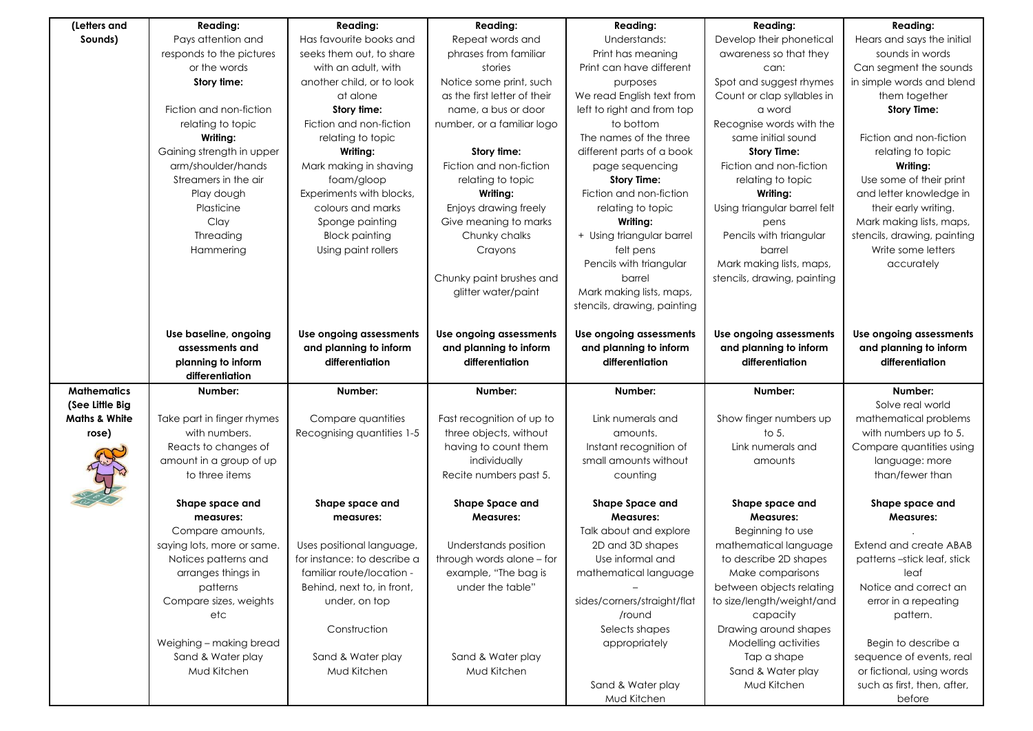| (Letters and Sounds) | **Reading:** Pays attention and responds to the pictures or the words **Story time:** Fiction and non-fiction relating to topic **Writing:** Gaining strength in upper arm/shoulder/hands Streamers in the air Play dough Plasticine Clay Threading Hammering **Use baseline, ongoing assessments and planning to inform differentiation** | **Reading:** Has favourite books and seeks them out, to share with an adult, with another child, or to look at alone **Story time:** Fiction and non-fiction relating to topic **Writing:** Mark making in shaving foam/gloop Experiments with blocks, colours and marks Sponge painting Block painting Using paint rollers **Use ongoing assessments and planning to inform differentiation** | **Reading:** Repeat words and phrases from familiar stories Notice some print, such as the first letter of their name, a bus or door number, or a familiar logo **Story time:** Fiction and non-fiction relating to topic **Writing:** Enjoys drawing freely Give meaning to marks Chunky chalks Crayons Chunky paint brushes and glitter water/paint **Use ongoing assessments and planning to inform differentiation** | **Reading:** Understands: Print has meaning Print can have different purposes We read English text from left to right and from top to bottom The names of the three different parts of a book page sequencing **Story Time:** Fiction and non-fiction relating to topic **Writing:** + Using triangular barrel felt pens Pencils with triangular barrel Mark making lists, maps, stencils, drawing, painting **Use ongoing assessments and planning to inform differentiation** | **Reading:** Develop their phonetical awareness so that they can: Spot and suggest rhymes Count or clap syllables in a word Recognise words with the same initial sound **Story Time:** Fiction and non-fiction relating to topic **Writing:** Using triangular barrel felt pens Pencils with triangular barrel Mark making lists, maps, stencils, drawing, painting **Use ongoing assessments and planning to inform differentiation** | **Reading:** Hears and says the initial sounds in words Can segment the sounds in simple words and blend them together **Story Time:** Fiction and non-fiction relating to topic **Writing:** Use some of their print and letter knowledge in their early writing. Mark making lists, maps, stencils, drawing, painting Write some letters accurately **Use ongoing assessments and planning to inform differentiation** |
|---|---|---|---|---|---|---|
| **Mathematics (See Little Big Maths & White rose)** | **Number:** Take part in finger rhymes with numbers. Reacts to changes of amount in a group of up to three items **Shape space and measures:** Compare amounts, saying lots, more or same. Notices patterns and arranges things in patterns Compare sizes, weights etc Weighing – making bread Sand & Water play Mud Kitchen | **Number:** Compare quantities Recognising quantities 1-5 **Shape space and measures:** Uses positional language, for instance: to describe a familiar route/location - Behind, next to, in front, under, on top Construction Sand & Water play Mud Kitchen | **Number:** Fast recognition of up to three objects, without having to count them individually Recite numbers past 5. **Shape Space and Measures:** Understands position through words alone – for example, "The bag is under the table" Sand & Water play Mud Kitchen | **Number:** Link numerals and amounts. Instant recognition of small amounts without counting **Shape Space and Measures:** Talk about and explore 2D and 3D shapes Use informal and mathematical language – sides/corners/straight/flat/round Selects shapes appropriately Sand & Water play Mud Kitchen | **Number:** Show finger numbers up to 5. Link numerals and amounts **Shape space and Measures:** Beginning to use mathematical language to describe 2D shapes Make comparisons between objects relating to size/length/weight/and capacity Drawing around shapes Modelling activities Tap a shape Sand & Water play Mud Kitchen | **Number:** Solve real world mathematical problems with numbers up to 5. Compare quantities using language: more than/fewer than **Shape space and Measures:** . Extend and create ABAB patterns –stick leaf, stick leaf Notice and correct an error in a repeating pattern. Begin to describe a sequence of events, real or fictional, using words such as first, then, after, before |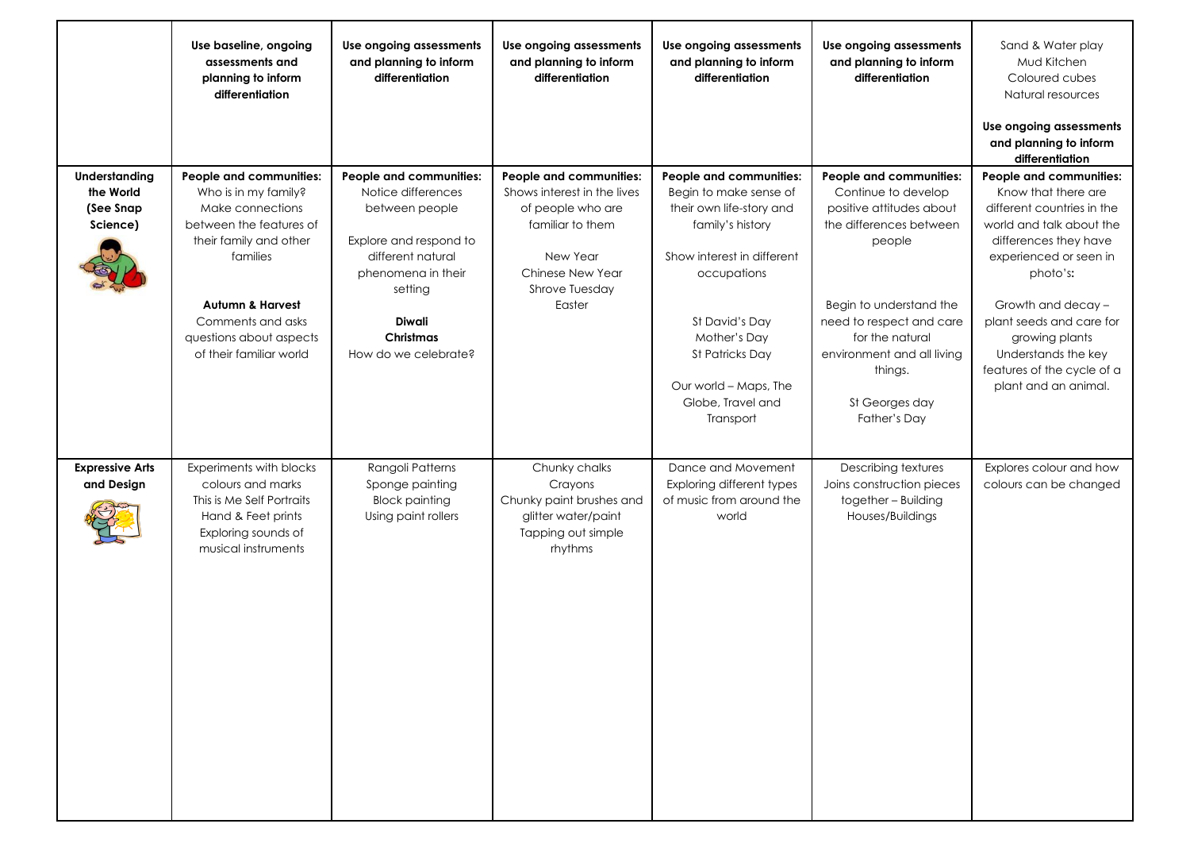| | Use baseline, ongoing assessments and planning to inform differentiation | Use ongoing assessments and planning to inform differentiation | Use ongoing assessments and planning to inform differentiation | Use ongoing assessments and planning to inform differentiation | Use ongoing assessments and planning to inform differentiation | Sand & Water play<br>Mud Kitchen<br>Coloured cubes<br>Natural resources<br><br>**Use ongoing assessments and planning to inform differentiation** |
|---|---|---|---|---|---|---|
| **Understanding the World (See Snap Science)** | **People and communities:**<br>Who is in my family?<br>Make connections between the features of their family and other families<br><br>**Autumn & Harvest**<br>Comments and asks questions about aspects of their familiar world | **People and communities:**<br>Notice differences between people<br><br>Explore and respond to different natural phenomena in their setting<br><br>**Diwali**<br>**Christmas**<br>How do we celebrate? | **People and communities:**<br>Shows interest in the lives of people who are familiar to them<br><br>New Year<br>Chinese New Year<br>Shrove Tuesday<br>Easter | **People and communities:**<br>Begin to make sense of their own life-story and family's history<br><br>Show interest in different occupations<br><br>St David's Day<br>Mother's Day<br>St Patricks Day<br><br>Our world – Maps, The Globe, Travel and Transport | **People and communities:**<br>Continue to develop positive attitudes about the differences between people<br><br>Begin to understand the need to respect and care for the natural environment and all living things.<br><br>St Georges day<br>Father's Day | **People and communities:**<br>Know that there are different countries in the world and talk about the differences they have experienced or seen in photo's:<br><br>Growth and decay – plant seeds and care for growing plants<br>Understands the key features of the cycle of a plant and an animal. |
| **Expressive Arts and Design** | Experiments with blocks colours and marks<br>This is Me Self Portraits<br>Hand & Feet prints<br>Exploring sounds of musical instruments | Rangoli Patterns<br>Sponge painting<br>Block painting<br>Using paint rollers | Chunky chalks<br>Crayons<br>Chunky paint brushes and glitter water/paint<br>Tapping out simple rhythms | Dance and Movement<br>Exploring different types of music from around the world | Describing textures<br>Joins construction pieces together – Building Houses/Buildings | Explores colour and how colours can be changed |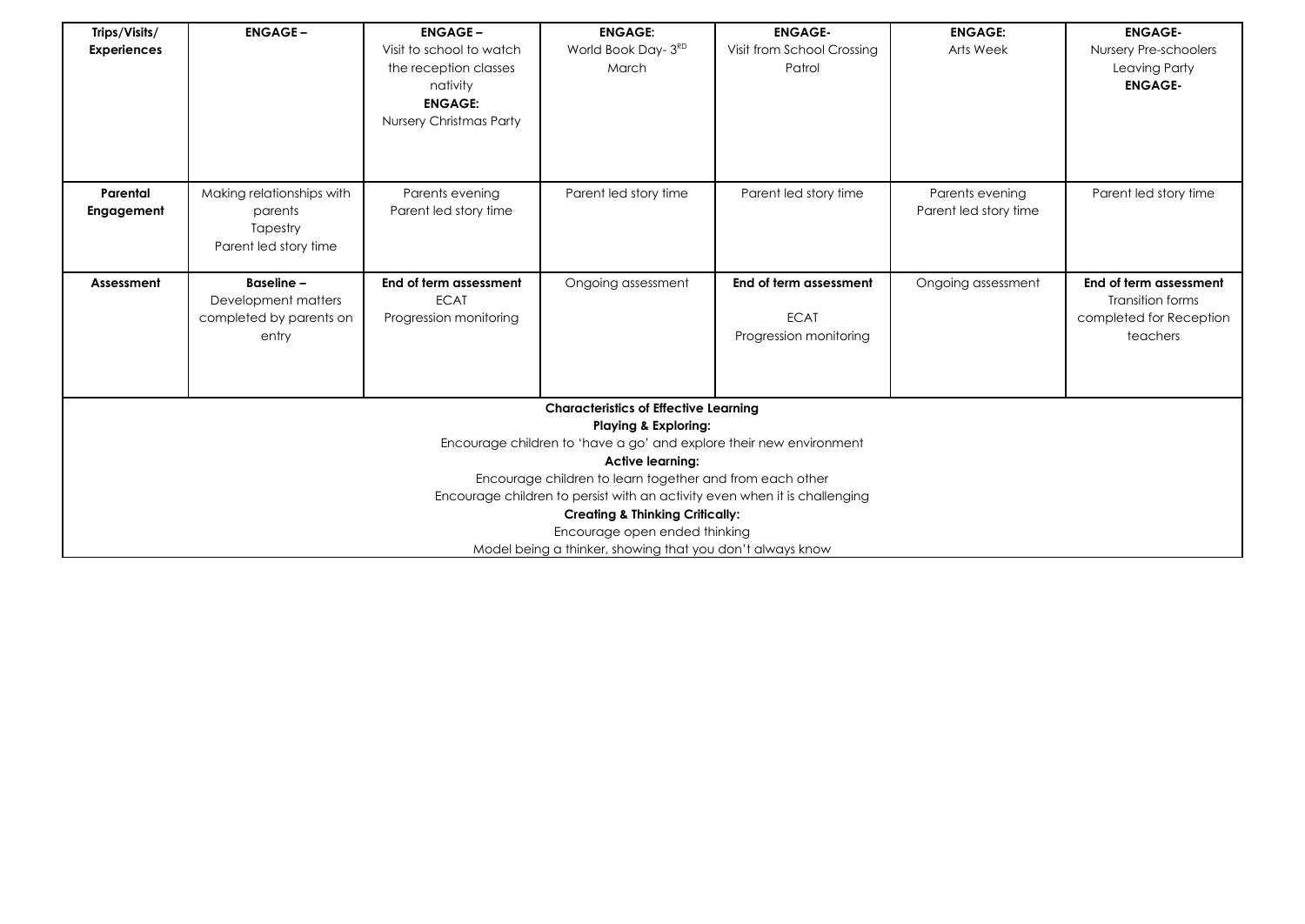| | | | | | | |
|---|---|---|---|---|---|---|
| **Trips/Visits/ Experiences** | **ENGAGE –** | **ENGAGE –** Visit to school to watch the reception classes nativity **ENGAGE:** Nursery Christmas Party | **ENGAGE:** World Book Day- 3RD March | **ENGAGE-** Visit from School Crossing Patrol | **ENGAGE:** Arts Week | **ENGAGE-** Nursery Pre-schoolers Leaving Party **ENGAGE-** |
| **Parental Engagement** | Making relationships with parents Tapestry Parent led story time | Parents evening Parent led story time | Parent led story time | Parent led story time | Parents evening Parent led story time | Parent led story time |
| **Assessment** | **Baseline –** Development matters completed by parents on entry | **End of term assessment** ECAT Progression monitoring | Ongoing assessment | **End of term assessment** ECAT Progression monitoring | Ongoing assessment | **End of term assessment** Transition forms completed for Reception teachers |

**Characteristics of Effective Learning**

**Playing & Exploring:**

Encourage children to 'have a go' and explore their new environment

**Active learning:**

Encourage children to learn together and from each other

Encourage children to persist with an activity even when it is challenging

**Creating & Thinking Critically:**

Encourage open ended thinking

Model being a thinker, showing that you don't always know